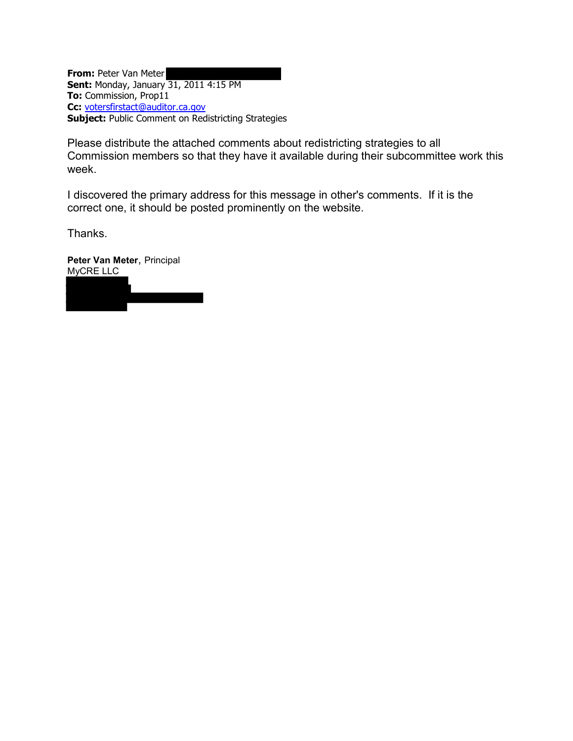**From:** Peter Van Meter
**Sent:** Monday, January 31, 2011 4:15 PM
**To:** Commission, Prop11
**Cc:** votersfirstact@auditor.ca.gov
**Subject:** Public Comment on Redistricting Strategies

Please distribute the attached comments about redistricting strategies to all Commission members so that they have it available during their subcommittee work this week.

I discovered the primary address for this message in other's comments. If it is the correct one, it should be posted prominently on the website.

Thanks.

**Peter Van Meter**, Principal
MyCRE LLC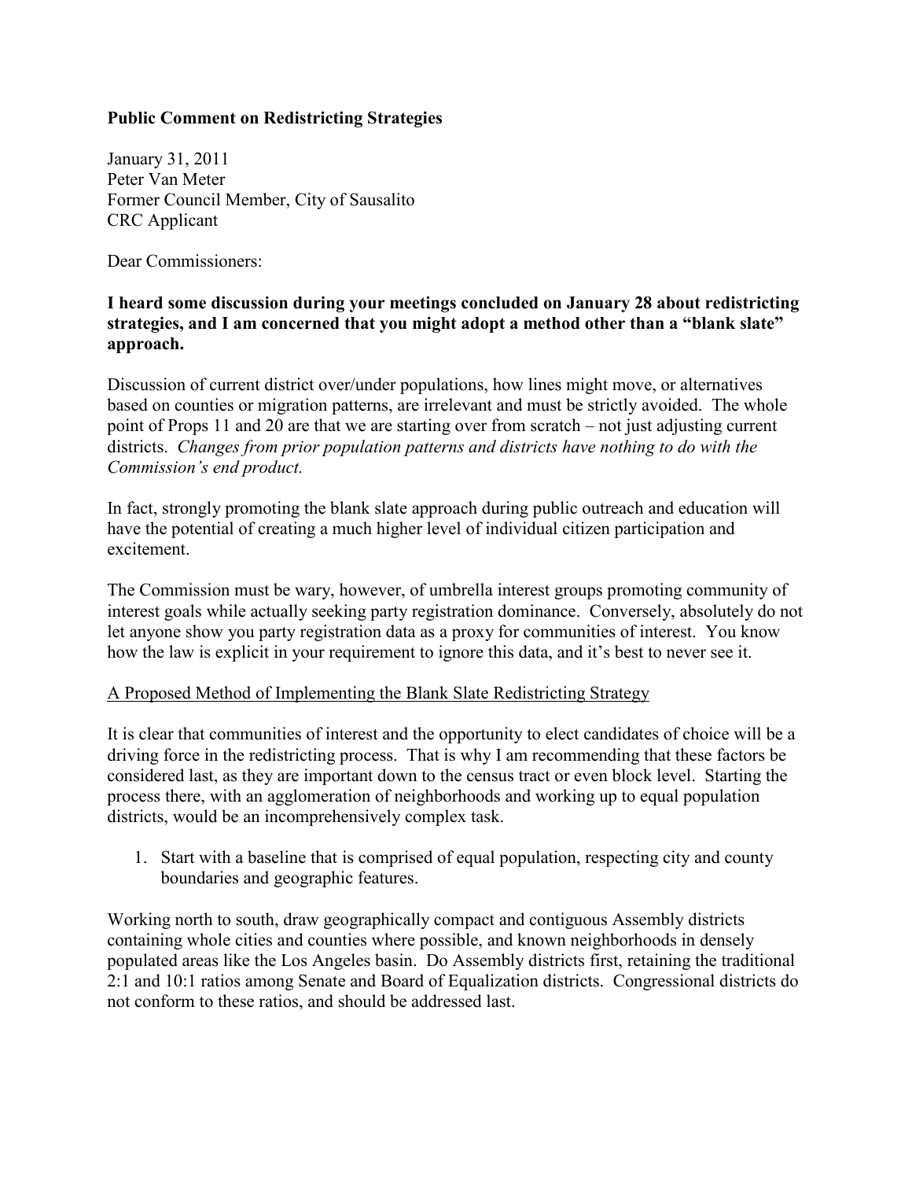**Public Comment on Redistricting Strategies**

January 31, 2011
Peter Van Meter
Former Council Member, City of Sausalito
CRC Applicant

Dear Commissioners:

**I heard some discussion during your meetings concluded on January 28 about redistricting strategies, and I am concerned that you might adopt a method other than a "blank slate" approach.**

Discussion of current district over/under populations, how lines might move, or alternatives based on counties or migration patterns, are irrelevant and must be strictly avoided. The whole point of Props 11 and 20 are that we are starting over from scratch – not just adjusting current districts. *Changes from prior population patterns and districts have nothing to do with the Commission's end product.*

In fact, strongly promoting the blank slate approach during public outreach and education will have the potential of creating a much higher level of individual citizen participation and excitement.

The Commission must be wary, however, of umbrella interest groups promoting community of interest goals while actually seeking party registration dominance. Conversely, absolutely do not let anyone show you party registration data as a proxy for communities of interest. You know how the law is explicit in your requirement to ignore this data, and it's best to never see it.

<u>A Proposed Method of Implementing the Blank Slate Redistricting Strategy</u>

It is clear that communities of interest and the opportunity to elect candidates of choice will be a driving force in the redistricting process. That is why I am recommending that these factors be considered last, as they are important down to the census tract or even block level. Starting the process there, with an agglomeration of neighborhoods and working up to equal population districts, would be an incomprehensively complex task.

1. Start with a baseline that is comprised of equal population, respecting city and county boundaries and geographic features.

Working north to south, draw geographically compact and contiguous Assembly districts containing whole cities and counties where possible, and known neighborhoods in densely populated areas like the Los Angeles basin. Do Assembly districts first, retaining the traditional 2:1 and 10:1 ratios among Senate and Board of Equalization districts. Congressional districts do not conform to these ratios, and should be addressed last.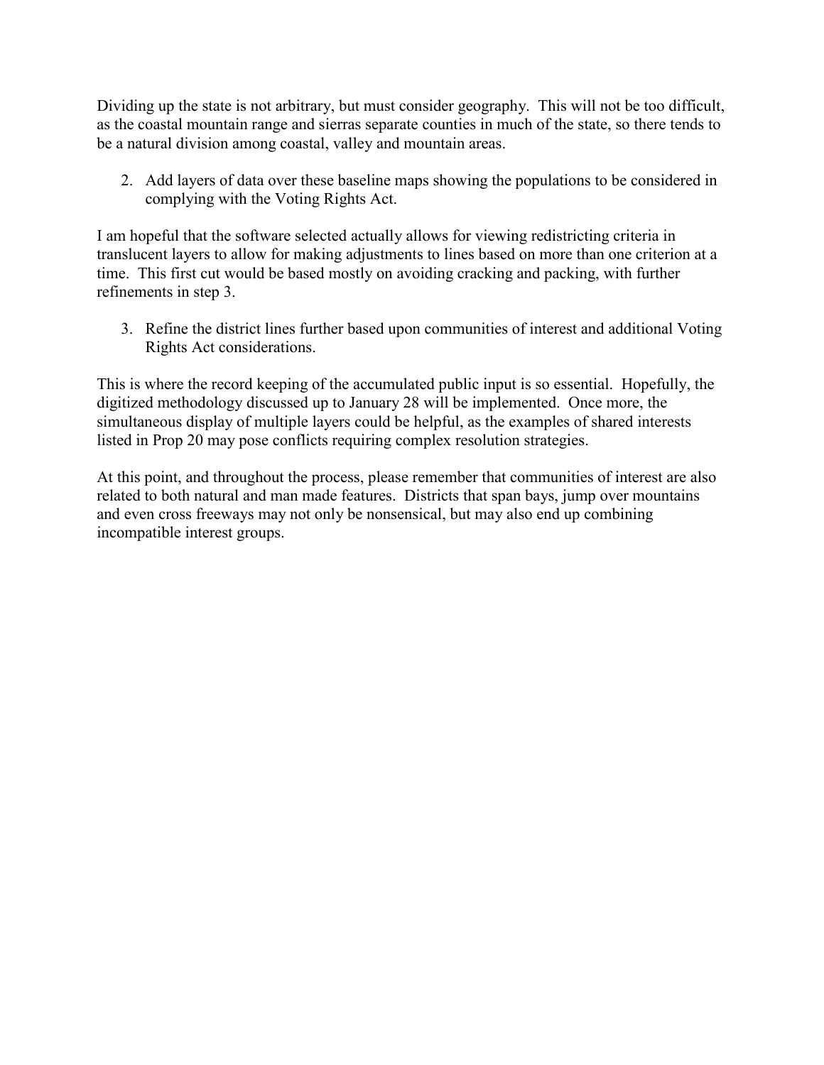Dividing up the state is not arbitrary, but must consider geography. This will not be too difficult, as the coastal mountain range and sierras separate counties in much of the state, so there tends to be a natural division among coastal, valley and mountain areas.

2. Add layers of data over these baseline maps showing the populations to be considered in complying with the Voting Rights Act.

I am hopeful that the software selected actually allows for viewing redistricting criteria in translucent layers to allow for making adjustments to lines based on more than one criterion at a time. This first cut would be based mostly on avoiding cracking and packing, with further refinements in step 3.

3. Refine the district lines further based upon communities of interest and additional Voting Rights Act considerations.

This is where the record keeping of the accumulated public input is so essential. Hopefully, the digitized methodology discussed up to January 28 will be implemented. Once more, the simultaneous display of multiple layers could be helpful, as the examples of shared interests listed in Prop 20 may pose conflicts requiring complex resolution strategies.

At this point, and throughout the process, please remember that communities of interest are also related to both natural and man made features. Districts that span bays, jump over mountains and even cross freeways may not only be nonsensical, but may also end up combining incompatible interest groups.